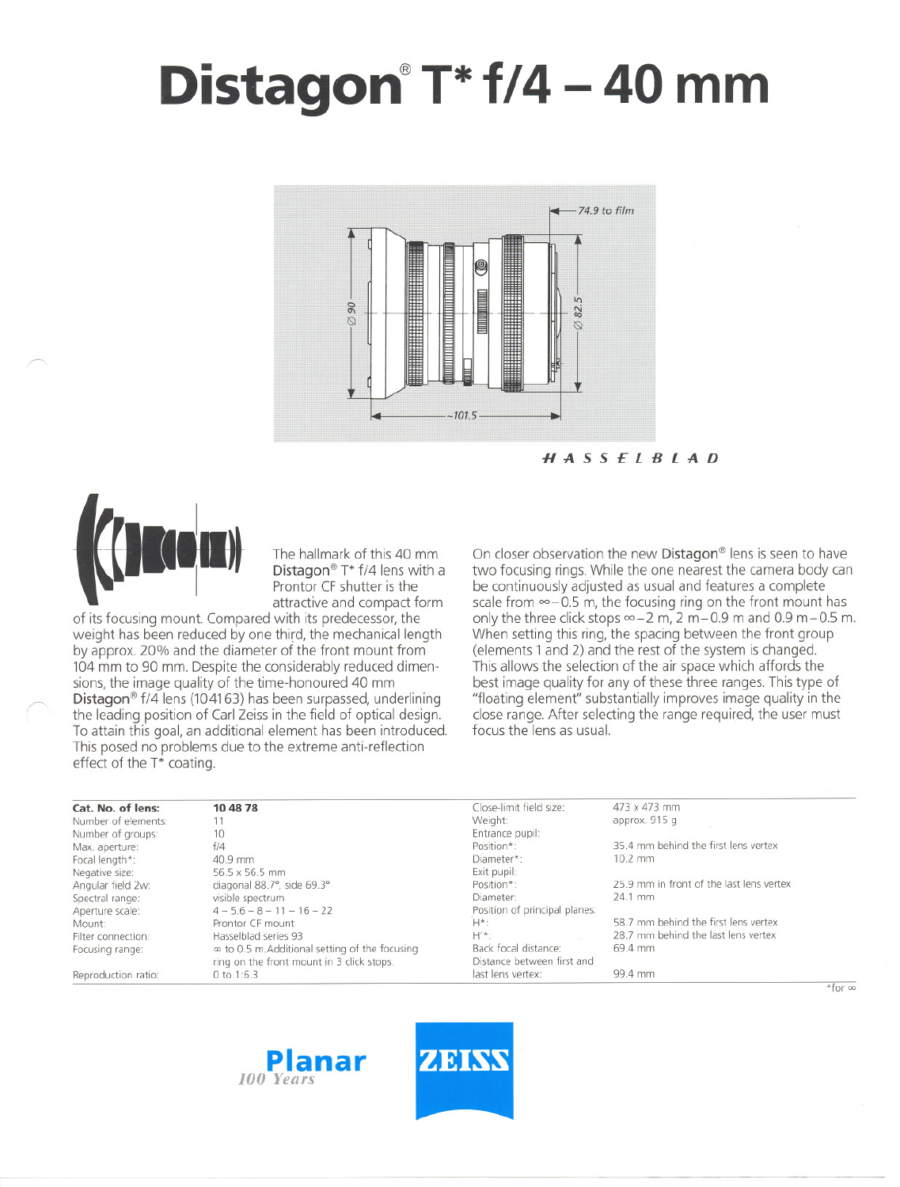# Distagon® T* f/4 – 40 mm

HASSELBLAD

The hallmark of this 40 mm Distagon® T* f/4 lens with a Prontor CF shutter is the attractive and compact form of its focusing mount. Compared with its predecessor, the weight has been reduced by one third, the mechanical length by approx. 20% and the diameter of the front mount from 104 mm to 90 mm. Despite the considerably reduced dimensions, the image quality of the time-honoured 40 mm Distagon® f/4 lens (104163) has been surpassed, underlining the leading position of Carl Zeiss in the field of optical design. To attain this goal, an additional element has been introduced. This posed no problems due to the extreme anti-reflection effect of the T* coating.

On closer observation the new Distagon® lens is seen to have two focusing rings. While the one nearest the camera body can be continuously adjusted as usual and features a complete scale from ∞ – 0.5 m, the focusing ring on the front mount has only the three click stops ∞ – 2 m, 2 m – 0.9 m and 0.9 m – 0.5 m. When setting this ring, the spacing between the front group (elements 1 and 2) and the rest of the system is changed. This allows the selection of the air space which affords the best image quality for any of these three ranges. This type of "floating element" substantially improves image quality in the close range. After selecting the range required, the user must focus the lens as usual.

| **Cat. No. of lens:** | **10 48 78** |
|---|---|
| Number of elements: | 11 |
| Number of groups: | 10 |
| Max. aperture: | f/4 |
| Focal length*: | 40.9 mm |
| Negative size: | 56.5 x 56.5 mm |
| Angular field 2w: | diagonal 88.7°, side 69.3° |
| Spectral range: | visible spectrum |
| Aperture scale: | 4 – 5.6 – 8 – 11 – 16 – 22 |
| Mount: | Prontor CF mount |
| Filter connection: | Hasselblad series 93 |
| Focusing range: | ∞ to 0.5 m. Additional setting of the focusing ring on the front mount in 3 click stops. |
| Reproduction ratio: | 0 to 1:6.3 |

| | |
|---|---|
| Close-limit field size: | 473 x 473 mm |
| Weight: | approx. 915 g |
| Entrance pupil: | |
| Position*: | 35.4 mm behind the first lens vertex |
| Diameter*: | 10.2 mm |
| Exit pupil: | |
| Position*: | 25.9 mm in front of the last lens vertex |
| Diameter: | 24.1 mm |
| Position of principal planes: | |
| H*: | 58.7 mm behind the first lens vertex |
| H'*: | 28.7 mm behind the last lens vertex |
| Back focal distance: | 69.4 mm |
| Distance between first and last lens vertex: | 99.4 mm |

*for ∞

Planar 100 Years

ZEISS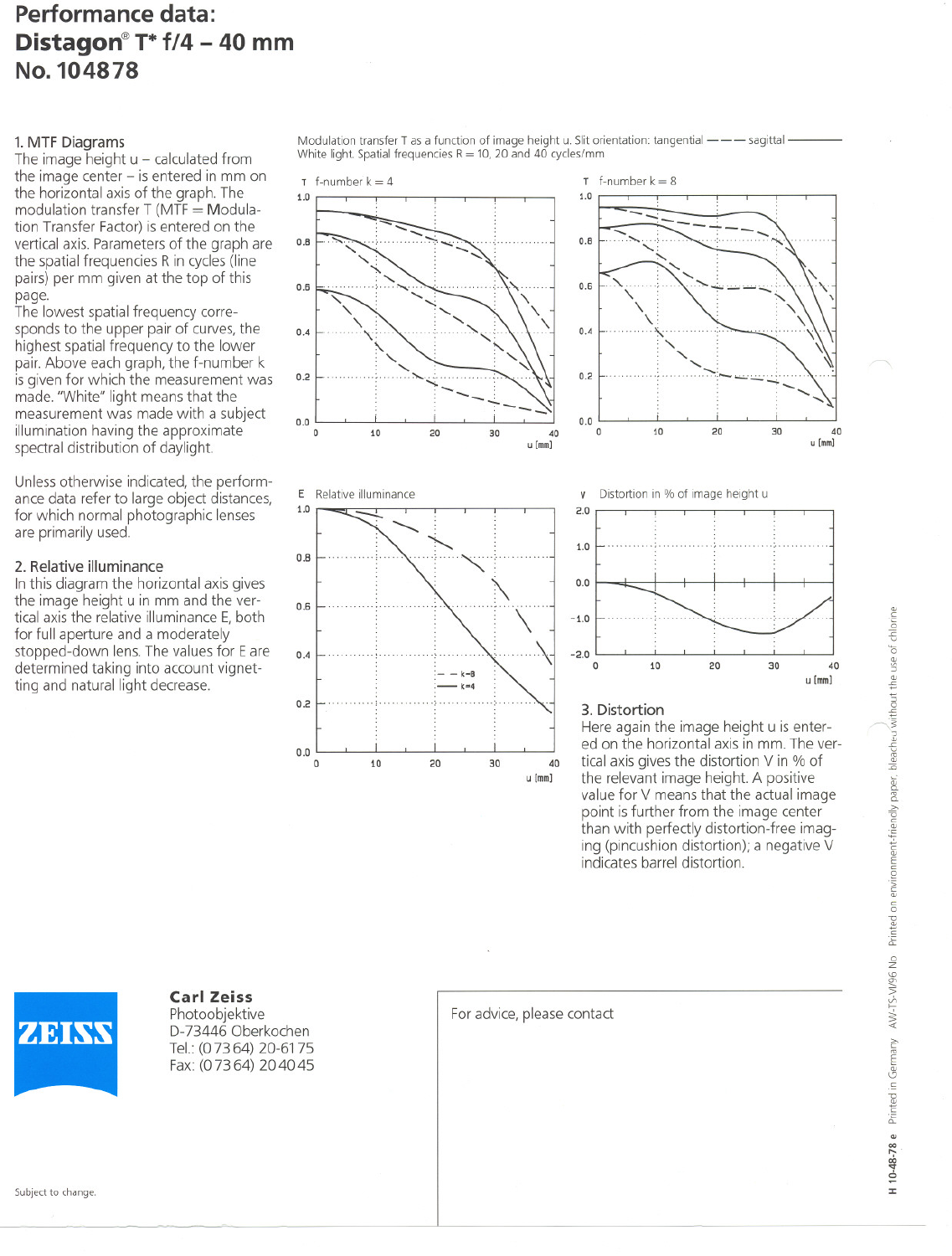# Performance data: Distagon® T* f/4 – 40 mm No. 104878

## 1. MTF Diagrams

The image height u – calculated from the image center – is entered in mm on the horizontal axis of the graph. The modulation transfer T (MTF = Modulation Transfer Factor) is entered on the vertical axis. Parameters of the graph are the spatial frequencies R in cycles (line pairs) per mm given at the top of this page.

The lowest spatial frequency corresponds to the upper pair of curves, the highest spatial frequency to the lower pair. Above each graph, the f-number k is given for which the measurement was made. "White" light means that the measurement was made with a subject illumination having the approximate spectral distribution of daylight.

Unless otherwise indicated, the performance data refer to large object distances, for which normal photographic lenses are primarily used.

Modulation transfer T as a function of image height u. Slit orientation: tangential – – – sagittal ———
White light. Spatial frequencies R = 10, 20 and 40 cycles/mm

T f-number k = 4
1.0
0.8
0.6
0.4
0.2
0.0
0 10 20 30 40
u [mm]

T f-number k = 8
1.0
0.8
0.6
0.4
0.2
0.0
0 10 20 30 40
u [mm]

## 2. Relative illuminance

In this diagram the horizontal axis gives the image height u in mm and the vertical axis the relative illuminance E, both for full aperture and a moderately stopped-down lens. The values for E are determined taking into account vignetting and natural light decrease.

E Relative illuminance
1.0
0.8
0.6
0.4
0.2
0.0
0 10 20 30 40
u [mm]
– – k=8
—— k=4

V Distortion in % of image height u
2.0
1.0
0.0
-1.0
-2.0
0 10 20 30 40
u [mm]

## 3. Distortion

Here again the image height u is entered on the horizontal axis in mm. The vertical axis gives the distortion V in % of the relevant image height. A positive value for V means that the actual image point is further from the image center than with perfectly distortion-free imaging (pincushion distortion); a negative V indicates barrel distortion.

ZEISS

**Carl Zeiss**
Photoobjektive
D-73446 Oberkochen
Tel.: (07364) 20-6175
Fax: (07364) 204045

For advice, please contact

Subject to change.

H 10-48-78 e Printed in Germany AW-TS-VI/96 Nb Printed on environment-friendly paper, bleached without the use of chlorine